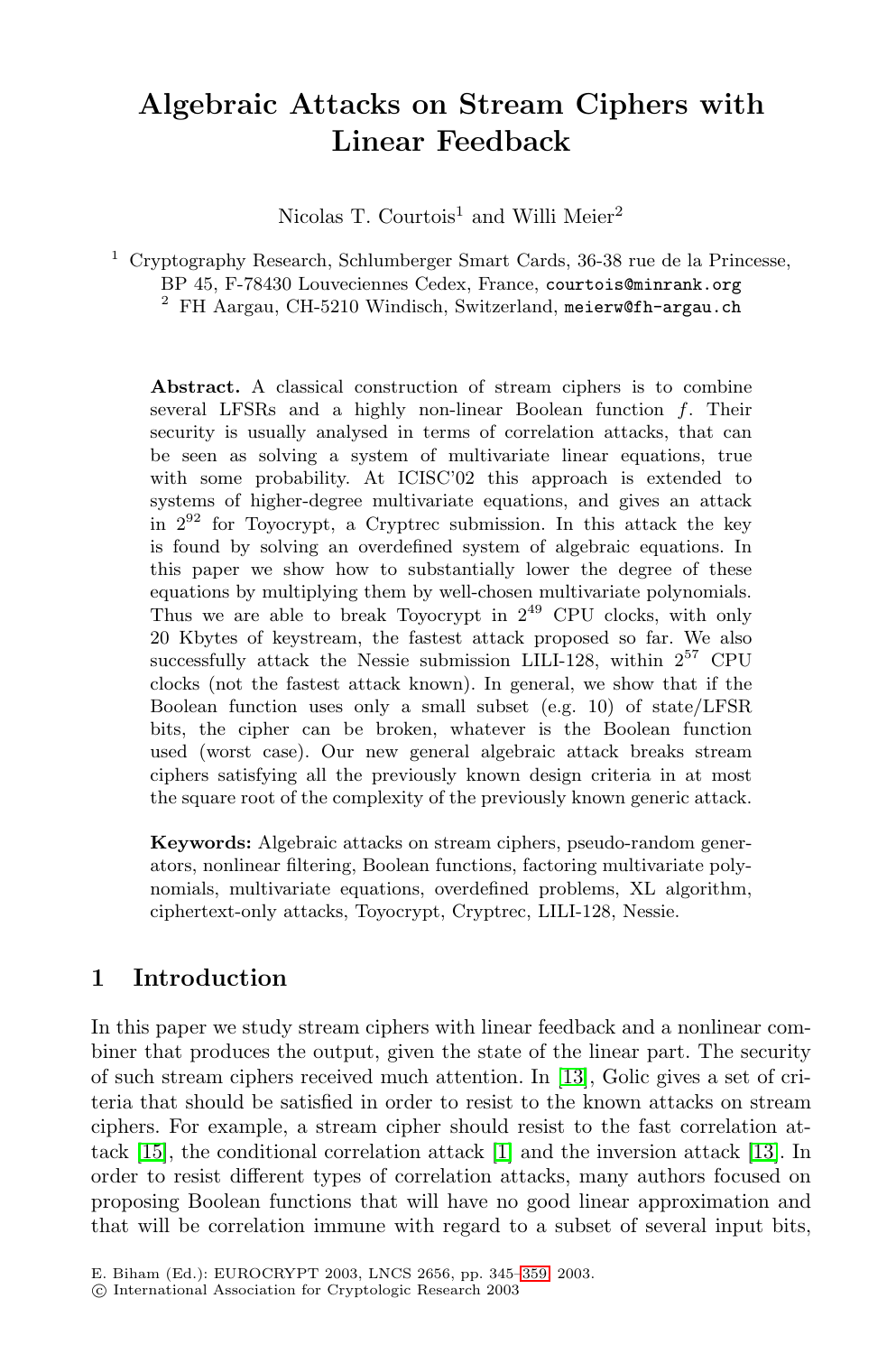# Algebraic Attacks on Stream Ciphers with Linear Feedback

Nicolas T. Courtois[1] and Willi Meier[2]

[1] Cryptography Research, Schlumberger Smart Cards, 36-38 rue de la Princesse, BP 45, F-78430 Louveciennes Cedex, France, courtois@minrank.org

[2] FH Aargau, CH-5210 Windisch, Switzerland, meierw@fh-argau.ch

**Abstract.** A classical construction of stream ciphers is to combine several LFSRs and a highly non-linear Boolean function $f$. Their security is usually analysed in terms of correlation attacks, that can be seen as solving a system of multivariate linear equations, true with some probability. At ICISC'02 this approach is extended to systems of higher-degree multivariate equations, and gives an attack in $2^{92}$ for Toyocrypt, a Cryptrec submission. In this attack the key is found by solving an overdefined system of algebraic equations. In this paper we show how to substantially lower the degree of these equations by multiplying them by well-chosen multivariate polynomials. Thus we are able to break Toyocrypt in $2^{49}$ CPU clocks, with only 20 Kbytes of keystream, the fastest attack proposed so far. We also successfully attack the Nessie submission LILI-128, within $2^{57}$ CPU clocks (not the fastest attack known). In general, we show that if the Boolean function uses only a small subset (e.g. 10) of state/LFSR bits, the cipher can be broken, whatever is the Boolean function used (worst case). Our new general algebraic attack breaks stream ciphers satisfying all the previously known design criteria in at most the square root of the complexity of the previously known generic attack.

**Keywords:** Algebraic attacks on stream ciphers, pseudo-random generators, nonlinear filtering, Boolean functions, factoring multivariate polynomials, multivariate equations, overdefined problems, XL algorithm, ciphertext-only attacks, Toyocrypt, Cryptrec, LILI-128, Nessie.

## 1 Introduction

In this paper we study stream ciphers with linear feedback and a nonlinear combiner that produces the output, given the state of the linear part. The security of such stream ciphers received much attention. In [13], Golic gives a set of criteria that should be satisfied in order to resist to the known attacks on stream ciphers. For example, a stream cipher should resist to the fast correlation attack [15], the conditional correlation attack [1] and the inversion attack [13]. In order to resist different types of correlation attacks, many authors focused on proposing Boolean functions that will have no good linear approximation and that will be correlation immune with regard to a subset of several input bits,

E. Biham (Ed.): EUROCRYPT 2003, LNCS 2656, pp. 345–359, 2003.
© International Association for Cryptologic Research 2003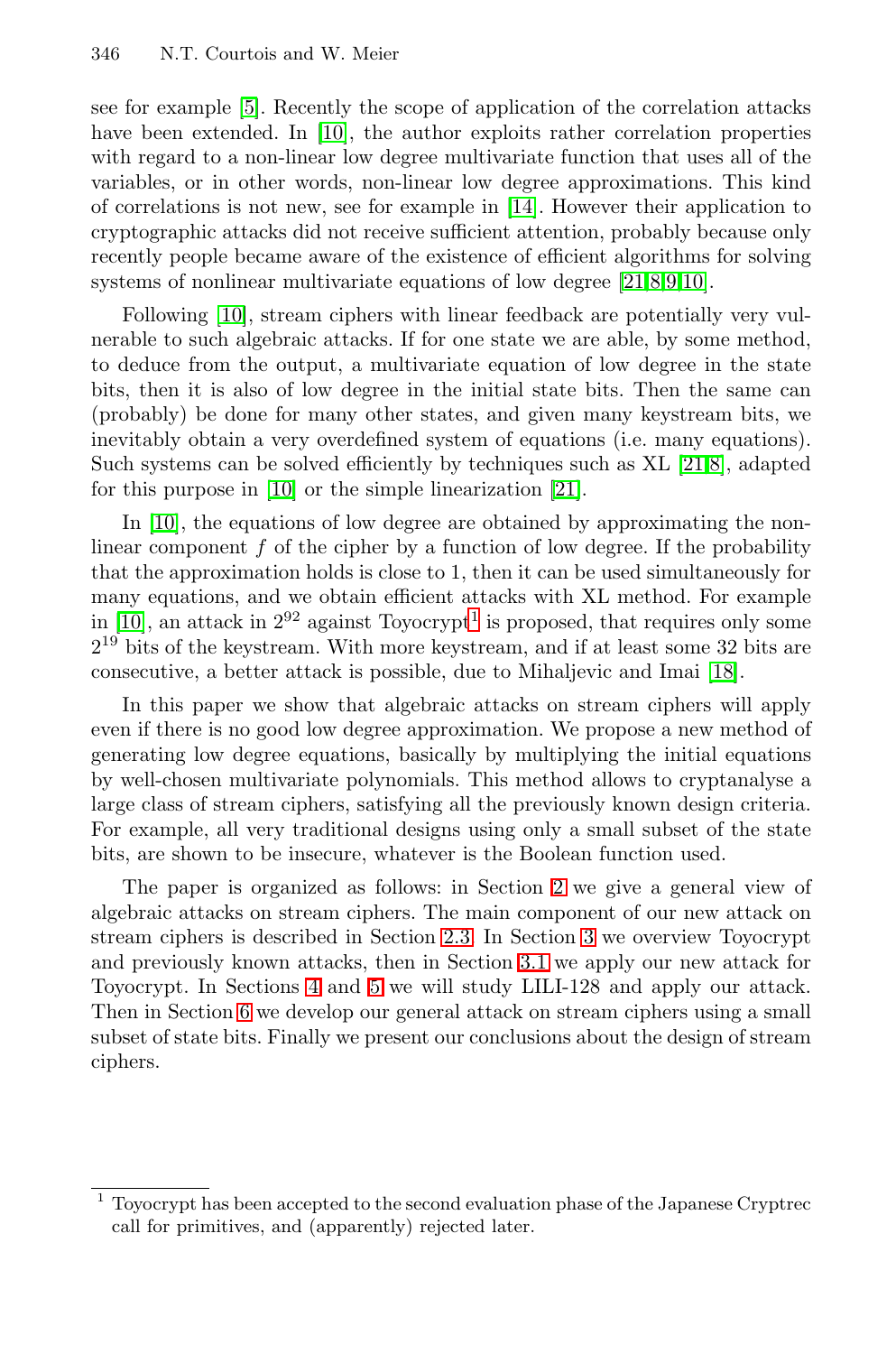see for example [5]. Recently the scope of application of the correlation attacks have been extended. In [10], the author exploits rather correlation properties with regard to a non-linear low degree multivariate function that uses all of the variables, or in other words, non-linear low degree approximations. This kind of correlations is not new, see for example in [14]. However their application to cryptographic attacks did not receive sufficient attention, probably because only recently people became aware of the existence of efficient algorithms for solving systems of nonlinear multivariate equations of low degree [21,8,9,10].

Following [10], stream ciphers with linear feedback are potentially very vulnerable to such algebraic attacks. If for one state we are able, by some method, to deduce from the output, a multivariate equation of low degree in the state bits, then it is also of low degree in the initial state bits. Then the same can (probably) be done for many other states, and given many keystream bits, we inevitably obtain a very overdefined system of equations (i.e. many equations). Such systems can be solved efficiently by techniques such as XL [21,8], adapted for this purpose in [10] or the simple linearization [21].

In [10], the equations of low degree are obtained by approximating the non-linear component $f$ of the cipher by a function of low degree. If the probability that the approximation holds is close to 1, then it can be used simultaneously for many equations, and we obtain efficient attacks with XL method. For example in [10], an attack in $2^{92}$ against Toyocrypt[1] is proposed, that requires only some $2^{19}$ bits of the keystream. With more keystream, and if at least some 32 bits are consecutive, a better attack is possible, due to Mihaljevic and Imai [18].

In this paper we show that algebraic attacks on stream ciphers will apply even if there is no good low degree approximation. We propose a new method of generating low degree equations, basically by multiplying the initial equations by well-chosen multivariate polynomials. This method allows to cryptanalyse a large class of stream ciphers, satisfying all the previously known design criteria. For example, all very traditional designs using only a small subset of the state bits, are shown to be insecure, whatever is the Boolean function used.

The paper is organized as follows: in Section 2 we give a general view of algebraic attacks on stream ciphers. The main component of our new attack on stream ciphers is described in Section 2.3. In Section 3 we overview Toyocrypt and previously known attacks, then in Section 3.1 we apply our new attack for Toyocrypt. In Sections 4 and 5 we will study LILI-128 and apply our attack. Then in Section 6 we develop our general attack on stream ciphers using a small subset of state bits. Finally we present our conclusions about the design of stream ciphers.

[1] Toyocrypt has been accepted to the second evaluation phase of the Japanese Cryptrec call for primitives, and (apparently) rejected later.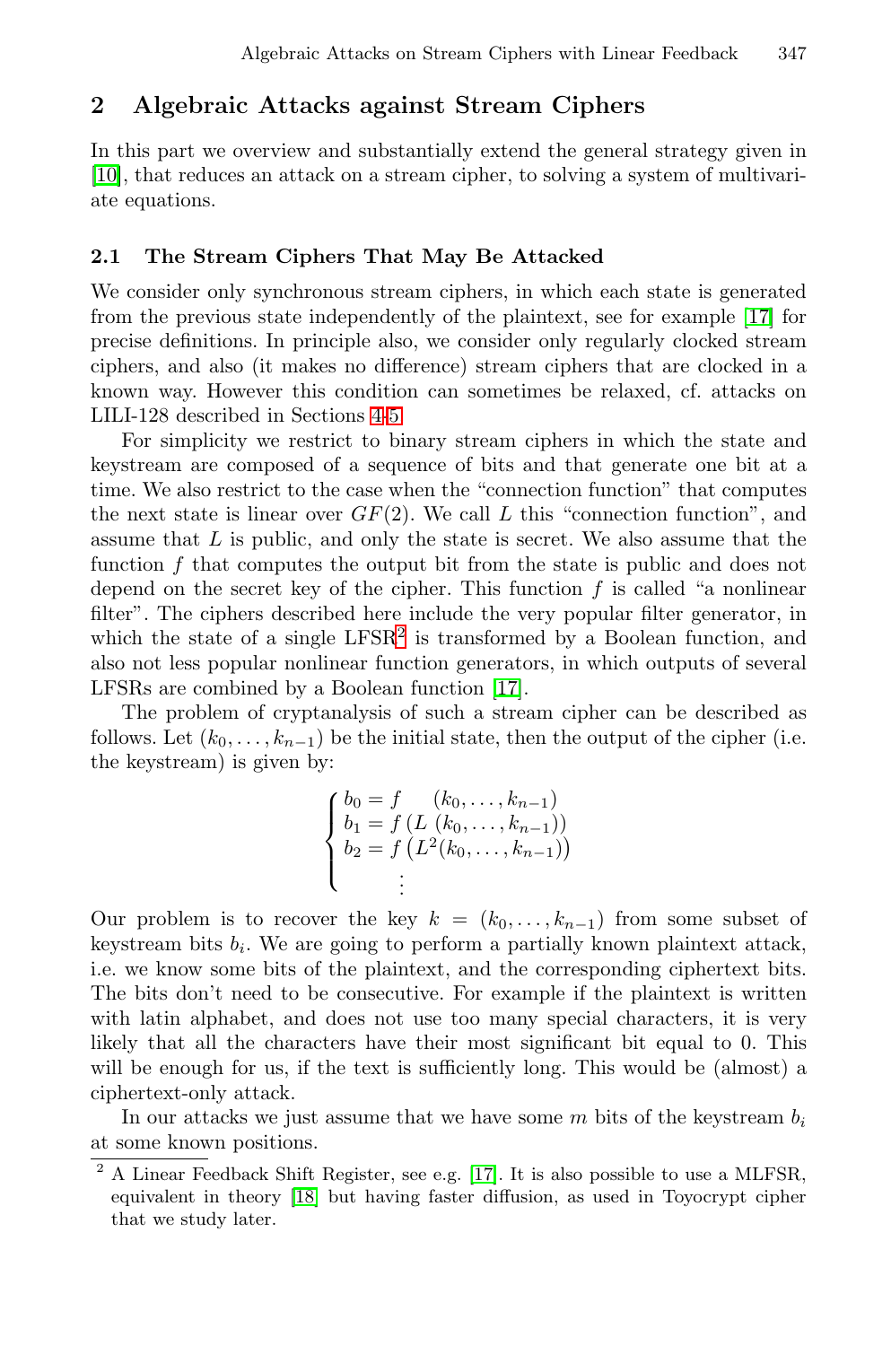## 2 Algebraic Attacks against Stream Ciphers

In this part we overview and substantially extend the general strategy given in [10], that reduces an attack on a stream cipher, to solving a system of multivariate equations.

### 2.1 The Stream Ciphers That May Be Attacked

We consider only synchronous stream ciphers, in which each state is generated from the previous state independently of the plaintext, see for example [17] for precise definitions. In principle also, we consider only regularly clocked stream ciphers, and also (it makes no difference) stream ciphers that are clocked in a known way. However this condition can sometimes be relaxed, cf. attacks on LILI-128 described in Sections 4-5.

For simplicity we restrict to binary stream ciphers in which the state and keystream are composed of a sequence of bits and that generate one bit at a time. We also restrict to the case when the "connection function" that computes the next state is linear over $GF(2)$. We call $L$ this "connection function", and assume that $L$ is public, and only the state is secret. We also assume that the function $f$ that computes the output bit from the state is public and does not depend on the secret key of the cipher. This function $f$ is called "a nonlinear filter". The ciphers described here include the very popular filter generator, in which the state of a single LFSR[2] is transformed by a Boolean function, and also not less popular nonlinear function generators, in which outputs of several LFSRs are combined by a Boolean function [17].

The problem of cryptanalysis of such a stream cipher can be described as follows. Let $(k_0, \ldots, k_{n-1})$ be the initial state, then the output of the cipher (i.e. the keystream) is given by:

$$\begin{cases} b_0 = f\quad (k_0, \ldots, k_{n-1}) \\ b_1 = f\left(L\ (k_0, \ldots, k_{n-1})\right) \\ b_2 = f\left(L^2(k_0, \ldots, k_{n-1})\right) \\ \quad\quad\vdots \end{cases}$$

Our problem is to recover the key $k = (k_0, \ldots, k_{n-1})$ from some subset of keystream bits $b_i$. We are going to perform a partially known plaintext attack, i.e. we know some bits of the plaintext, and the corresponding ciphertext bits. The bits don't need to be consecutive. For example if the plaintext is written with latin alphabet, and does not use too many special characters, it is very likely that all the characters have their most significant bit equal to 0. This will be enough for us, if the text is sufficiently long. This would be (almost) a ciphertext-only attack.

In our attacks we just assume that we have some $m$ bits of the keystream $b_i$ at some known positions.

[2] A Linear Feedback Shift Register, see e.g. [17]. It is also possible to use a MLFSR, equivalent in theory [18] but having faster diffusion, as used in Toyocrypt cipher that we study later.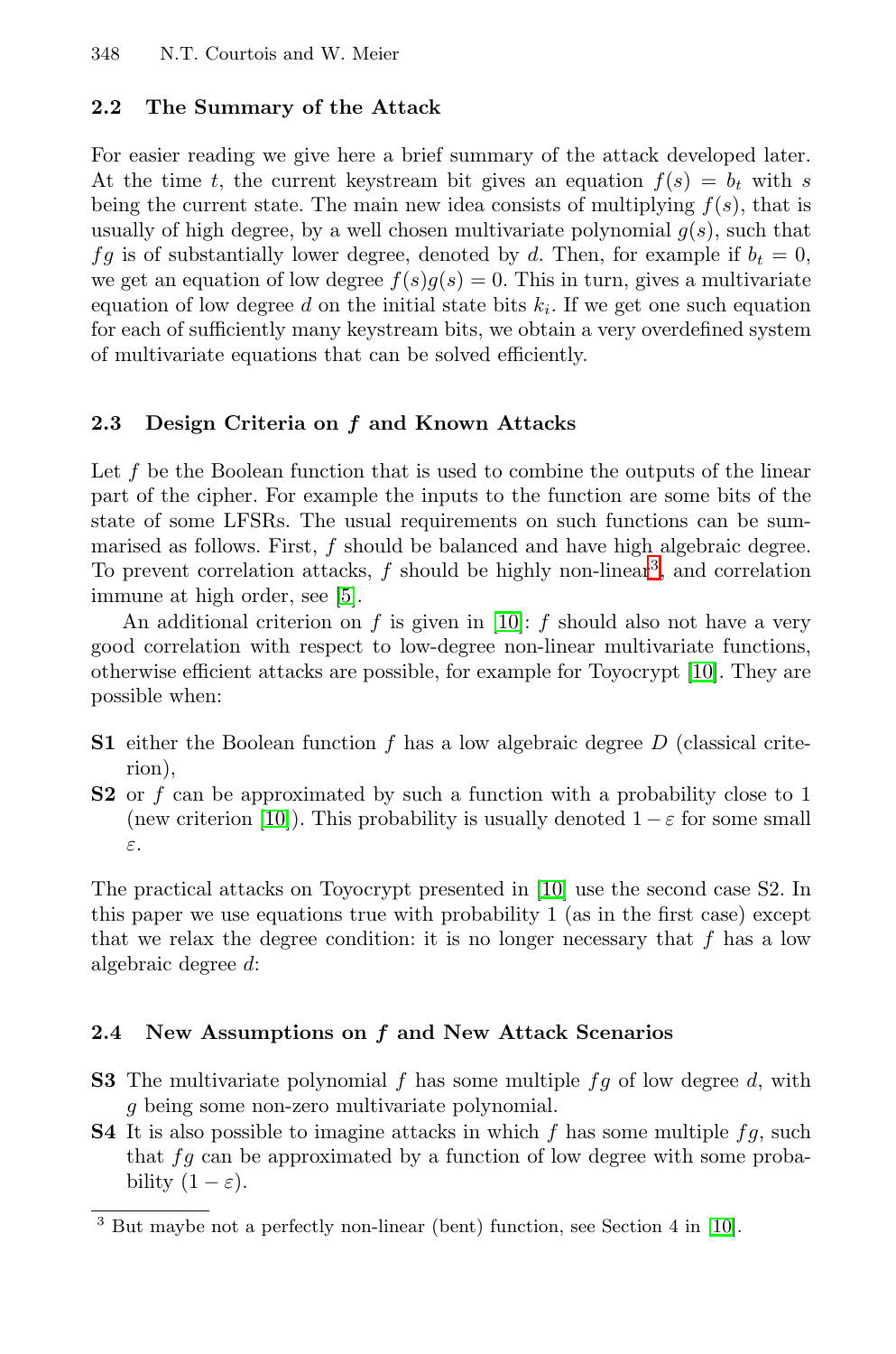### 2.2 The Summary of the Attack

For easier reading we give here a brief summary of the attack developed later. At the time $t$, the current keystream bit gives an equation $f(s) = b_t$ with $s$ being the current state. The main new idea consists of multiplying $f(s)$, that is usually of high degree, by a well chosen multivariate polynomial $g(s)$, such that $fg$ is of substantially lower degree, denoted by $d$. Then, for example if $b_t = 0$, we get an equation of low degree $f(s)g(s) = 0$. This in turn, gives a multivariate equation of low degree $d$ on the initial state bits $k_i$. If we get one such equation for each of sufficiently many keystream bits, we obtain a very overdefined system of multivariate equations that can be solved efficiently.

### 2.3 Design Criteria on $f$ and Known Attacks

Let $f$ be the Boolean function that is used to combine the outputs of the linear part of the cipher. For example the inputs to the function are some bits of the state of some LFSRs. The usual requirements on such functions can be summarised as follows. First, $f$ should be balanced and have high algebraic degree. To prevent correlation attacks, $f$ should be highly non-linear[3], and correlation immune at high order, see [5].

An additional criterion on $f$ is given in [10]: $f$ should also not have a very good correlation with respect to low-degree non-linear multivariate functions, otherwise efficient attacks are possible, for example for Toyocrypt [10]. They are possible when:

- **S1** either the Boolean function $f$ has a low algebraic degree $D$ (classical criterion),
- **S2** or $f$ can be approximated by such a function with a probability close to 1 (new criterion [10]). This probability is usually denoted $1 - \varepsilon$ for some small $\varepsilon$.

The practical attacks on Toyocrypt presented in [10] use the second case S2. In this paper we use equations true with probability 1 (as in the first case) except that we relax the degree condition: it is no longer necessary that $f$ has a low algebraic degree $d$:

### 2.4 New Assumptions on $f$ and New Attack Scenarios

- **S3** The multivariate polynomial $f$ has some multiple $fg$ of low degree $d$, with $g$ being some non-zero multivariate polynomial.
- **S4** It is also possible to imagine attacks in which $f$ has some multiple $fg$, such that $fg$ can be approximated by a function of low degree with some probability $(1 - \varepsilon)$.

[3] But maybe not a perfectly non-linear (bent) function, see Section 4 in [10].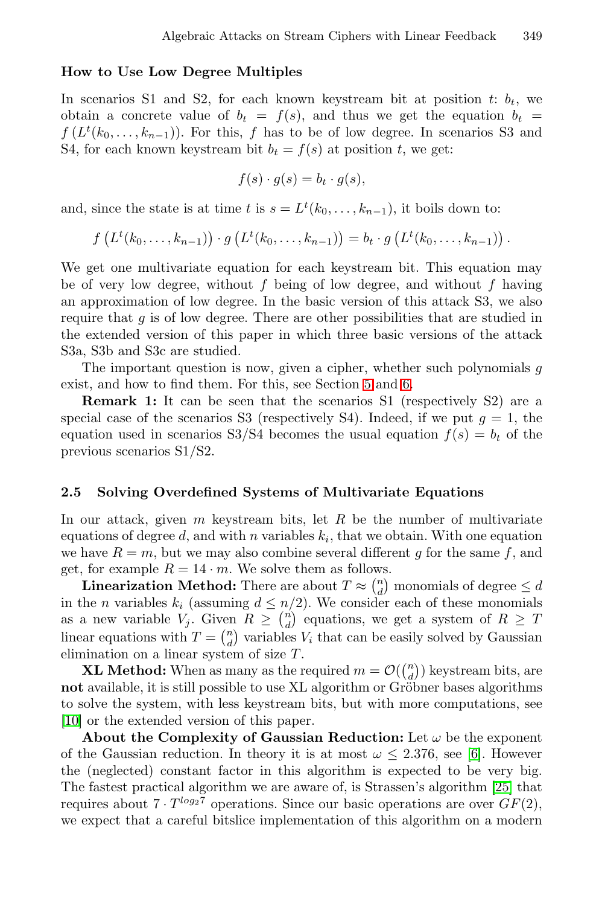#### How to Use Low Degree Multiples

In scenarios S1 and S2, for each known keystream bit at position $t$: $b_t$, we obtain a concrete value of $b_t = f(s)$, and thus we get the equation $b_t = f\left(L^t(k_0, \ldots, k_{n-1})\right)$. For this, $f$ has to be of low degree. In scenarios S3 and S4, for each known keystream bit $b_t = f(s)$ at position $t$, we get:

$$f(s) \cdot g(s) = b_t \cdot g(s),$$

and, since the state is at time $t$ is $s = L^t(k_0, \ldots, k_{n-1})$, it boils down to:

$$f\left(L^t(k_0, \ldots, k_{n-1})\right) \cdot g\left(L^t(k_0, \ldots, k_{n-1})\right) = b_t \cdot g\left(L^t(k_0, \ldots, k_{n-1})\right).$$

We get one multivariate equation for each keystream bit. This equation may be of very low degree, without $f$ being of low degree, and without $f$ having an approximation of low degree. In the basic version of this attack S3, we also require that $g$ is of low degree. There are other possibilities that are studied in the extended version of this paper in which three basic versions of the attack S3a, S3b and S3c are studied.

The important question is now, given a cipher, whether such polynomials $g$ exist, and how to find them. For this, see Section 5 and 6.

**Remark 1:** It can be seen that the scenarios S1 (respectively S2) are a special case of the scenarios S3 (respectively S4). Indeed, if we put $g = 1$, the equation used in scenarios S3/S4 becomes the usual equation $f(s) = b_t$ of the previous scenarios S1/S2.

### 2.5 Solving Overdefined Systems of Multivariate Equations

In our attack, given $m$ keystream bits, let $R$ be the number of multivariate equations of degree $d$, and with $n$ variables $k_i$, that we obtain. With one equation we have $R = m$, but we may also combine several different $g$ for the same $f$, and get, for example $R = 14 \cdot m$. We solve them as follows.

**Linearization Method:** There are about $T \approx \binom{n}{d}$ monomials of degree $\leq d$ in the $n$ variables $k_i$ (assuming $d \leq n/2$). We consider each of these monomials as a new variable $V_j$. Given $R \geq \binom{n}{d}$ equations, we get a system of $R \geq T$ linear equations with $T = \binom{n}{d}$ variables $V_i$ that can be easily solved by Gaussian elimination on a linear system of size $T$.

**XL Method:** When as many as the required $m = \mathcal{O}(\binom{n}{d})$ keystream bits, are **not** available, it is still possible to use XL algorithm or Gröbner bases algorithms to solve the system, with less keystream bits, but with more computations, see [10] or the extended version of this paper.

**About the Complexity of Gaussian Reduction:** Let $\omega$ be the exponent of the Gaussian reduction. In theory it is at most $\omega \leq 2.376$, see [6]. However the (neglected) constant factor in this algorithm is expected to be very big. The fastest practical algorithm we are aware of, is Strassen's algorithm [25] that requires about $7 \cdot T^{\log_2 7}$ operations. Since our basic operations are over $GF(2)$, we expect that a careful bitslice implementation of this algorithm on a modern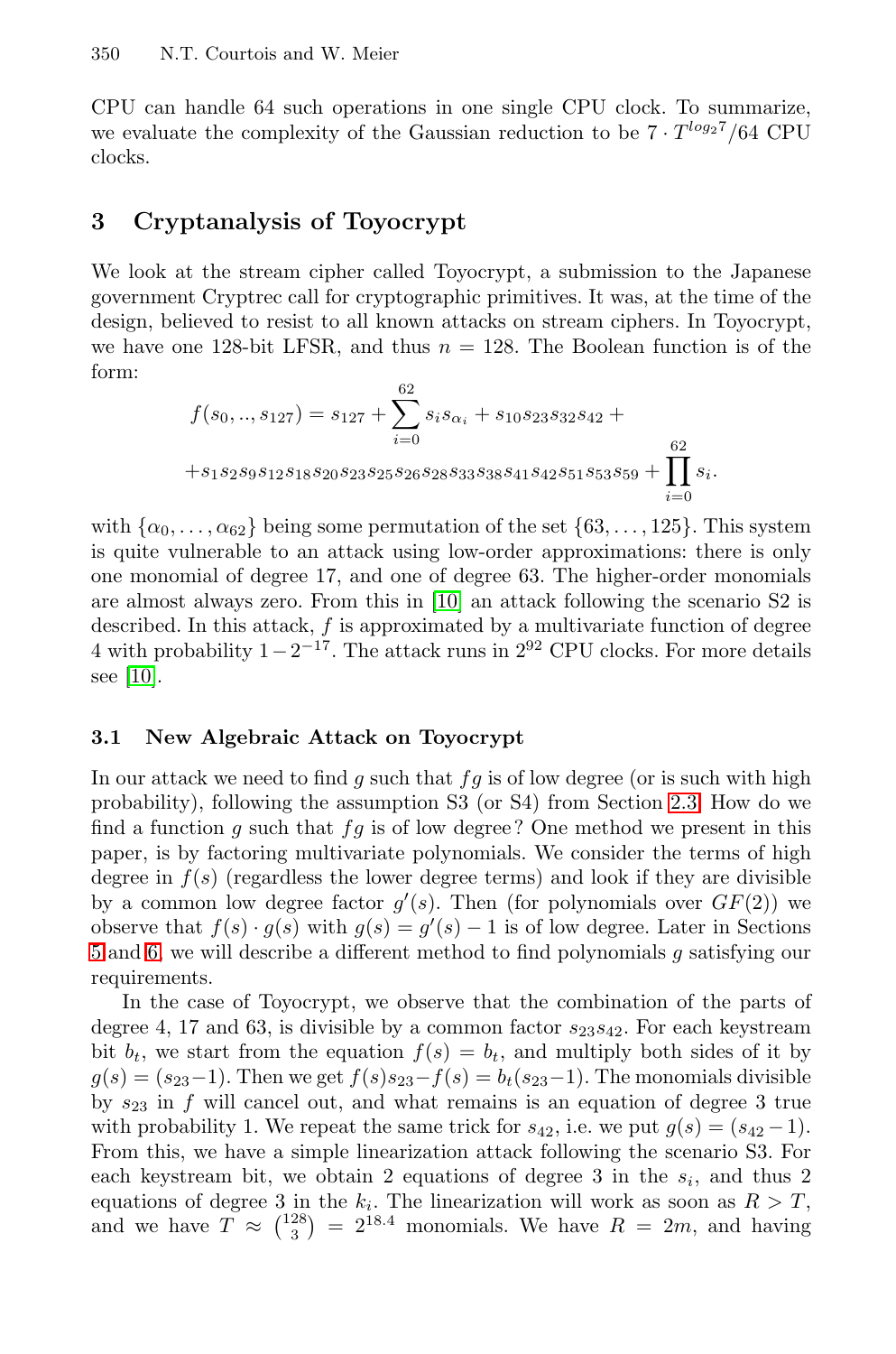CPU can handle 64 such operations in one single CPU clock. To summarize, we evaluate the complexity of the Gaussian reduction to be $7 \cdot T^{log_2 7}/64$ CPU clocks.

## 3 Cryptanalysis of Toyocrypt

We look at the stream cipher called Toyocrypt, a submission to the Japanese government Cryptrec call for cryptographic primitives. It was, at the time of the design, believed to resist to all known attacks on stream ciphers. In Toyocrypt, we have one 128-bit LFSR, and thus $n = 128$. The Boolean function is of the form:

$$f(s_0, .., s_{127}) = s_{127} + \sum_{i=0}^{62} s_i s_{\alpha_i} + s_{10}s_{23}s_{32}s_{42} +$$
$$+ s_1 s_2 s_9 s_{12} s_{18} s_{20} s_{23} s_{25} s_{26} s_{28} s_{33} s_{38} s_{41} s_{42} s_{51} s_{53} s_{59} + \prod_{i=0}^{62} s_i.$$

with $\{\alpha_0, \ldots, \alpha_{62}\}$ being some permutation of the set $\{63, \ldots, 125\}$. This system is quite vulnerable to an attack using low-order approximations: there is only one monomial of degree 17, and one of degree 63. The higher-order monomials are almost always zero. From this in [10] an attack following the scenario S2 is described. In this attack, $f$ is approximated by a multivariate function of degree 4 with probability $1 - 2^{-17}$. The attack runs in $2^{92}$ CPU clocks. For more details see [10].

### 3.1 New Algebraic Attack on Toyocrypt

In our attack we need to find $g$ such that $fg$ is of low degree (or is such with high probability), following the assumption S3 (or S4) from Section 2.3. How do we find a function $g$ such that $fg$ is of low degree? One method we present in this paper, is by factoring multivariate polynomials. We consider the terms of high degree in $f(s)$ (regardless the lower degree terms) and look if they are divisible by a common low degree factor $g'(s)$. Then (for polynomials over $GF(2)$) we observe that $f(s) \cdot g(s)$ with $g(s) = g'(s) - 1$ is of low degree. Later in Sections 5 and 6, we will describe a different method to find polynomials $g$ satisfying our requirements.

In the case of Toyocrypt, we observe that the combination of the parts of degree 4, 17 and 63, is divisible by a common factor $s_{23}s_{42}$. For each keystream bit $b_t$, we start from the equation $f(s) = b_t$, and multiply both sides of it by $g(s) = (s_{23} - 1)$. Then we get $f(s)s_{23} - f(s) = b_t(s_{23} - 1)$. The monomials divisible by $s_{23}$ in $f$ will cancel out, and what remains is an equation of degree 3 true with probability 1. We repeat the same trick for $s_{42}$, i.e. we put $g(s) = (s_{42} - 1)$. From this, we have a simple linearization attack following the scenario S3. For each keystream bit, we obtain 2 equations of degree 3 in the $s_i$, and thus 2 equations of degree 3 in the $k_i$. The linearization will work as soon as $R > T$, and we have $T \approx \binom{128}{3} = 2^{18.4}$ monomials. We have $R = 2m$, and having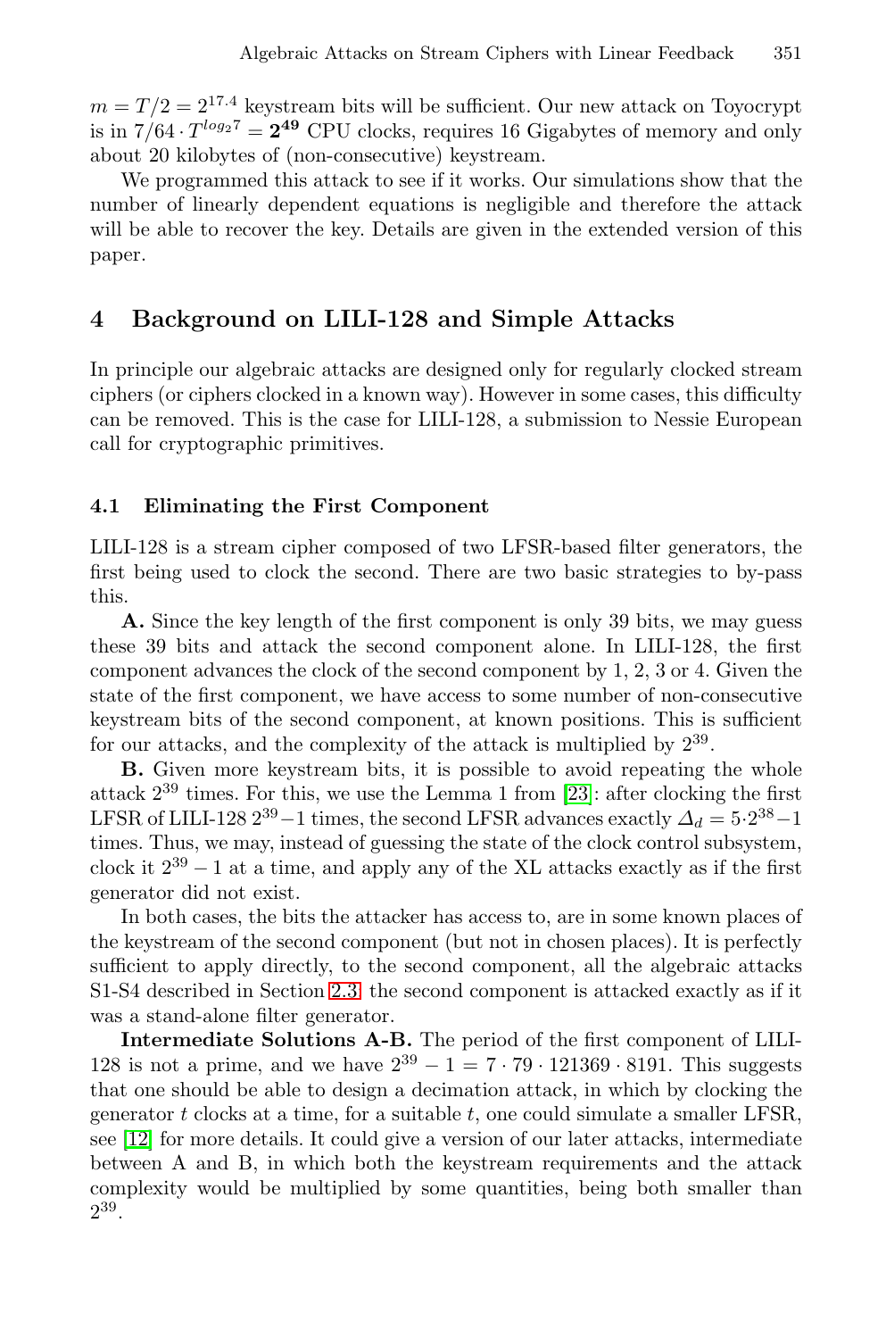$m = T/2 = 2^{17.4}$ keystream bits will be sufficient. Our new attack on Toyocrypt is in $7/64 \cdot T^{log_2 7} = \mathbf{2^{49}}$ CPU clocks, requires 16 Gigabytes of memory and only about 20 kilobytes of (non-consecutive) keystream.

We programmed this attack to see if it works. Our simulations show that the number of linearly dependent equations is negligible and therefore the attack will be able to recover the key. Details are given in the extended version of this paper.

## 4 Background on LILI-128 and Simple Attacks

In principle our algebraic attacks are designed only for regularly clocked stream ciphers (or ciphers clocked in a known way). However in some cases, this difficulty can be removed. This is the case for LILI-128, a submission to Nessie European call for cryptographic primitives.

### 4.1 Eliminating the First Component

LILI-128 is a stream cipher composed of two LFSR-based filter generators, the first being used to clock the second. There are two basic strategies to by-pass this.

**A.** Since the key length of the first component is only 39 bits, we may guess these 39 bits and attack the second component alone. In LILI-128, the first component advances the clock of the second component by 1, 2, 3 or 4. Given the state of the first component, we have access to some number of non-consecutive keystream bits of the second component, at known positions. This is sufficient for our attacks, and the complexity of the attack is multiplied by $2^{39}$.

**B.** Given more keystream bits, it is possible to avoid repeating the whole attack $2^{39}$ times. For this, we use the Lemma 1 from [23]: after clocking the first LFSR of LILI-128 $2^{39}-1$ times, the second LFSR advances exactly $\Delta_d = 5 \cdot 2^{38} - 1$ times. Thus, we may, instead of guessing the state of the clock control subsystem, clock it $2^{39} - 1$ at a time, and apply any of the XL attacks exactly as if the first generator did not exist.

In both cases, the bits the attacker has access to, are in some known places of the keystream of the second component (but not in chosen places). It is perfectly sufficient to apply directly, to the second component, all the algebraic attacks S1-S4 described in Section 2.3: the second component is attacked exactly as if it was a stand-alone filter generator.

**Intermediate Solutions A-B.** The period of the first component of LILI-128 is not a prime, and we have $2^{39} - 1 = 7 \cdot 79 \cdot 121369 \cdot 8191$. This suggests that one should be able to design a decimation attack, in which by clocking the generator $t$ clocks at a time, for a suitable $t$, one could simulate a smaller LFSR, see [12] for more details. It could give a version of our later attacks, intermediate between A and B, in which both the keystream requirements and the attack complexity would be multiplied by some quantities, being both smaller than $2^{39}$.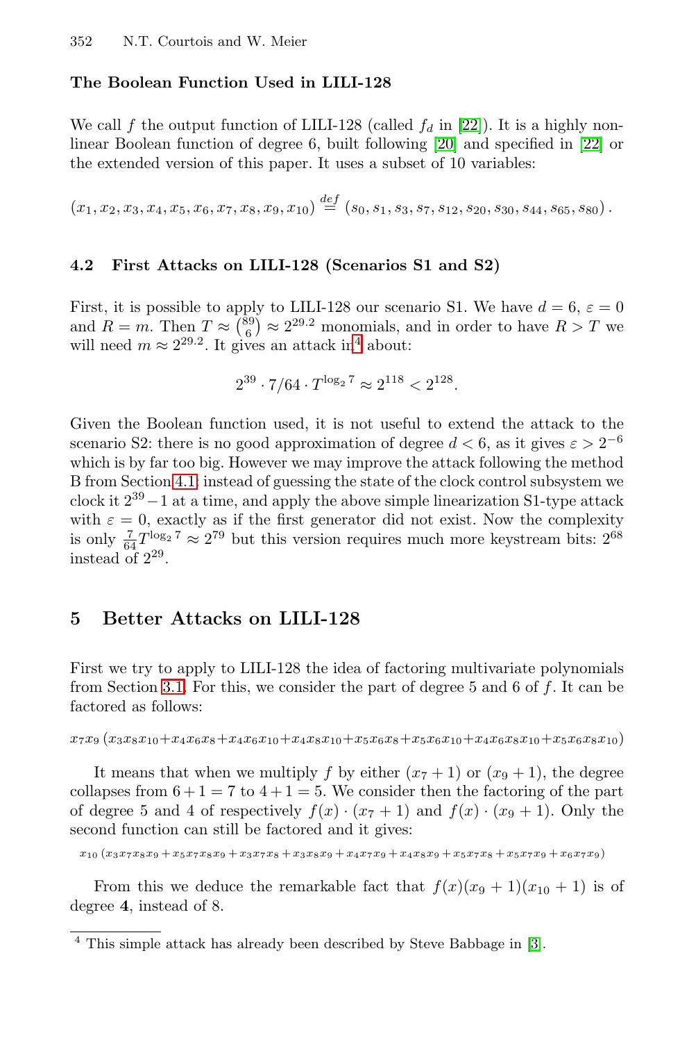**The Boolean Function Used in LILI-128**

We call $f$ the output function of LILI-128 (called $f_d$ in [22]). It is a highly non-linear Boolean function of degree 6, built following [20] and specified in [22] or the extended version of this paper. It uses a subset of 10 variables:

$$(x_1, x_2, x_3, x_4, x_5, x_6, x_7, x_8, x_9, x_{10}) \stackrel{def}{=} (s_0, s_1, s_3, s_7, s_{12}, s_{20}, s_{30}, s_{44}, s_{65}, s_{80}).$$

### 4.2 First Attacks on LILI-128 (Scenarios S1 and S2)

First, it is possible to apply to LILI-128 our scenario S1. We have $d = 6$, $\varepsilon = 0$ and $R = m$. Then $T \approx \binom{89}{6} \approx 2^{29.2}$ monomials, and in order to have $R > T$ we will need $m \approx 2^{29.2}$. It gives an attack in[4] about:

$$2^{39} \cdot 7/64 \cdot T^{\log_2 7} \approx 2^{118} < 2^{128}.$$

Given the Boolean function used, it is not useful to extend the attack to the scenario S2: there is no good approximation of degree $d < 6$, as it gives $\varepsilon > 2^{-6}$ which is by far too big. However we may improve the attack following the method B from Section 4.1: instead of guessing the state of the clock control subsystem we clock it $2^{39} - 1$ at a time, and apply the above simple linearization S1-type attack with $\varepsilon = 0$, exactly as if the first generator did not exist. Now the complexity is only $\frac{7}{64} T^{\log_2 7} \approx 2^{79}$ but this version requires much more keystream bits: $2^{68}$ instead of $2^{29}$.

## 5 Better Attacks on LILI-128

First we try to apply to LILI-128 the idea of factoring multivariate polynomials from Section 3.1. For this, we consider the part of degree 5 and 6 of $f$. It can be factored as follows:

$$x_7 x_9 \left(x_3 x_8 x_{10} + x_4 x_6 x_8 + x_4 x_6 x_{10} + x_4 x_8 x_{10} + x_5 x_6 x_8 + x_5 x_6 x_{10} + x_4 x_6 x_8 x_{10} + x_5 x_6 x_8 x_{10}\right)$$

It means that when we multiply $f$ by either $(x_7 + 1)$ or $(x_9 + 1)$, the degree collapses from $6 + 1 = 7$ to $4 + 1 = 5$. We consider then the factoring of the part of degree 5 and 4 of respectively $f(x) \cdot (x_7 + 1)$ and $f(x) \cdot (x_9 + 1)$. Only the second function can still be factored and it gives:

$$x_{10} \left(x_3 x_7 x_8 x_9 + x_5 x_7 x_8 x_9 + x_3 x_7 x_8 + x_3 x_8 x_9 + x_4 x_7 x_9 + x_4 x_8 x_9 + x_5 x_7 x_8 + x_5 x_7 x_9 + x_6 x_7 x_9\right)$$

From this we deduce the remarkable fact that $f(x)(x_9 + 1)(x_{10} + 1)$ is of degree **4**, instead of 8.

---

[4] This simple attack has already been described by Steve Babbage in [3].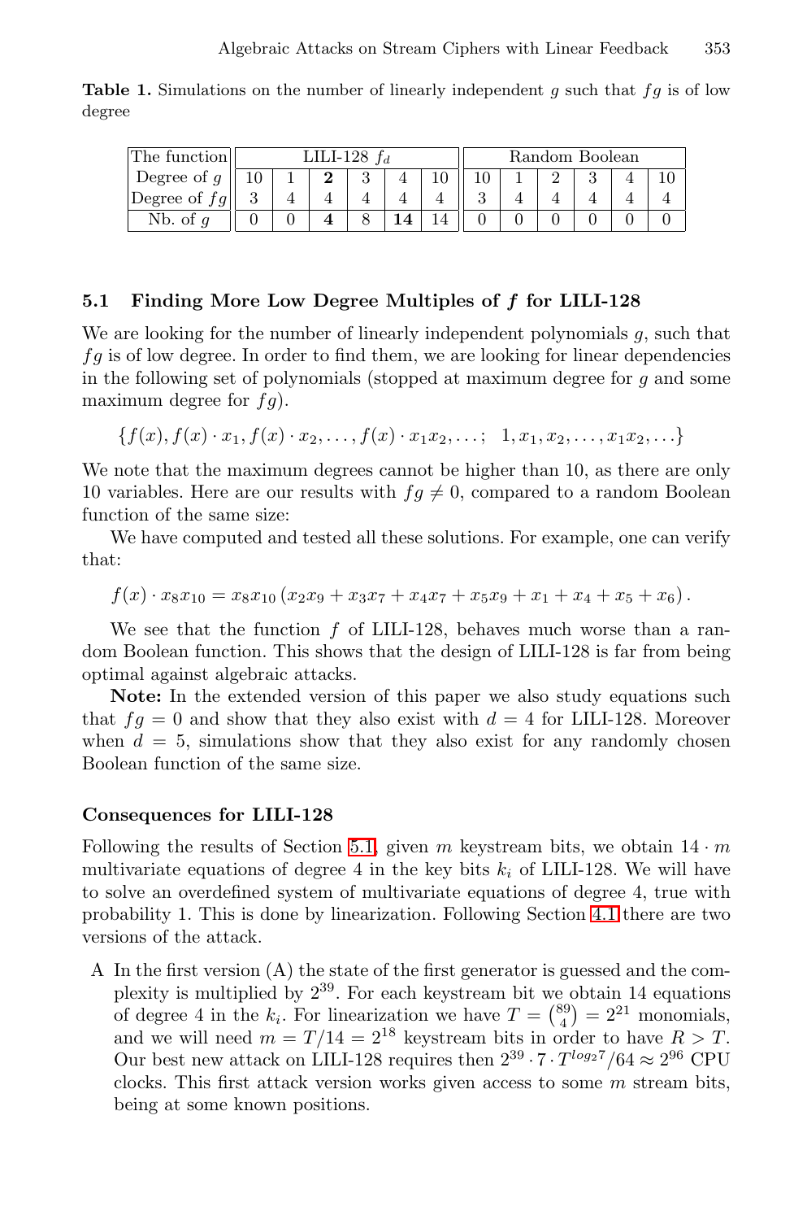**Table 1.** Simulations on the number of linearly independent $g$ such that $fg$ is of low degree

| The function | LILI-128 $f_d$ | | | | | | Random Boolean | | | | | |
|---|---|---|---|---|---|---|---|---|---|---|---|---|
| Degree of $g$ | 10 | 1 | **2** | 3 | 4 | 10 | 10 | 1 | 2 | 3 | 4 | 10 |
| Degree of $fg$ | 3 | 4 | 4 | 4 | 4 | 4 | 3 | 4 | 4 | 4 | 4 | 4 |
| Nb. of $g$ | 0 | 0 | **4** | 8 | **14** | 14 | 0 | 0 | 0 | 0 | 0 | 0 |

### 5.1 Finding More Low Degree Multiples of $f$ for LILI-128

We are looking for the number of linearly independent polynomials $g$, such that $fg$ is of low degree. In order to find them, we are looking for linear dependencies in the following set of polynomials (stopped at maximum degree for $g$ and some maximum degree for $fg$).

$$\{f(x), f(x)\cdot x_1, f(x)\cdot x_2, \ldots, f(x)\cdot x_1x_2, \ldots;\ \ 1, x_1, x_2, \ldots, x_1x_2, \ldots\}$$

We note that the maximum degrees cannot be higher than 10, as there are only 10 variables. Here are our results with $fg \neq 0$, compared to a random Boolean function of the same size:

We have computed and tested all these solutions. For example, one can verify that:

$$f(x)\cdot x_8x_{10} = x_8x_{10}\left(x_2x_9 + x_3x_7 + x_4x_7 + x_5x_9 + x_1 + x_4 + x_5 + x_6\right).$$

We see that the function $f$ of LILI-128, behaves much worse than a random Boolean function. This shows that the design of LILI-128 is far from being optimal against algebraic attacks.

**Note:** In the extended version of this paper we also study equations such that $fg = 0$ and show that they also exist with $d = 4$ for LILI-128. Moreover when $d = 5$, simulations show that they also exist for any randomly chosen Boolean function of the same size.

#### Consequences for LILI-128

Following the results of Section 5.1, given $m$ keystream bits, we obtain $14 \cdot m$ multivariate equations of degree 4 in the key bits $k_i$ of LILI-128. We will have to solve an overdefined system of multivariate equations of degree 4, true with probability 1. This is done by linearization. Following Section 4.1 there are two versions of the attack.

A In the first version (A) the state of the first generator is guessed and the complexity is multiplied by $2^{39}$. For each keystream bit we obtain 14 equations of degree 4 in the $k_i$. For linearization we have $T = \binom{89}{4} = 2^{21}$ monomials, and we will need $m = T/14 = 2^{18}$ keystream bits in order to have $R > T$. Our best new attack on LILI-128 requires then $2^{39} \cdot 7 \cdot T^{log_2 7}/64 \approx 2^{96}$ CPU clocks. This first attack version works given access to some $m$ stream bits, being at some known positions.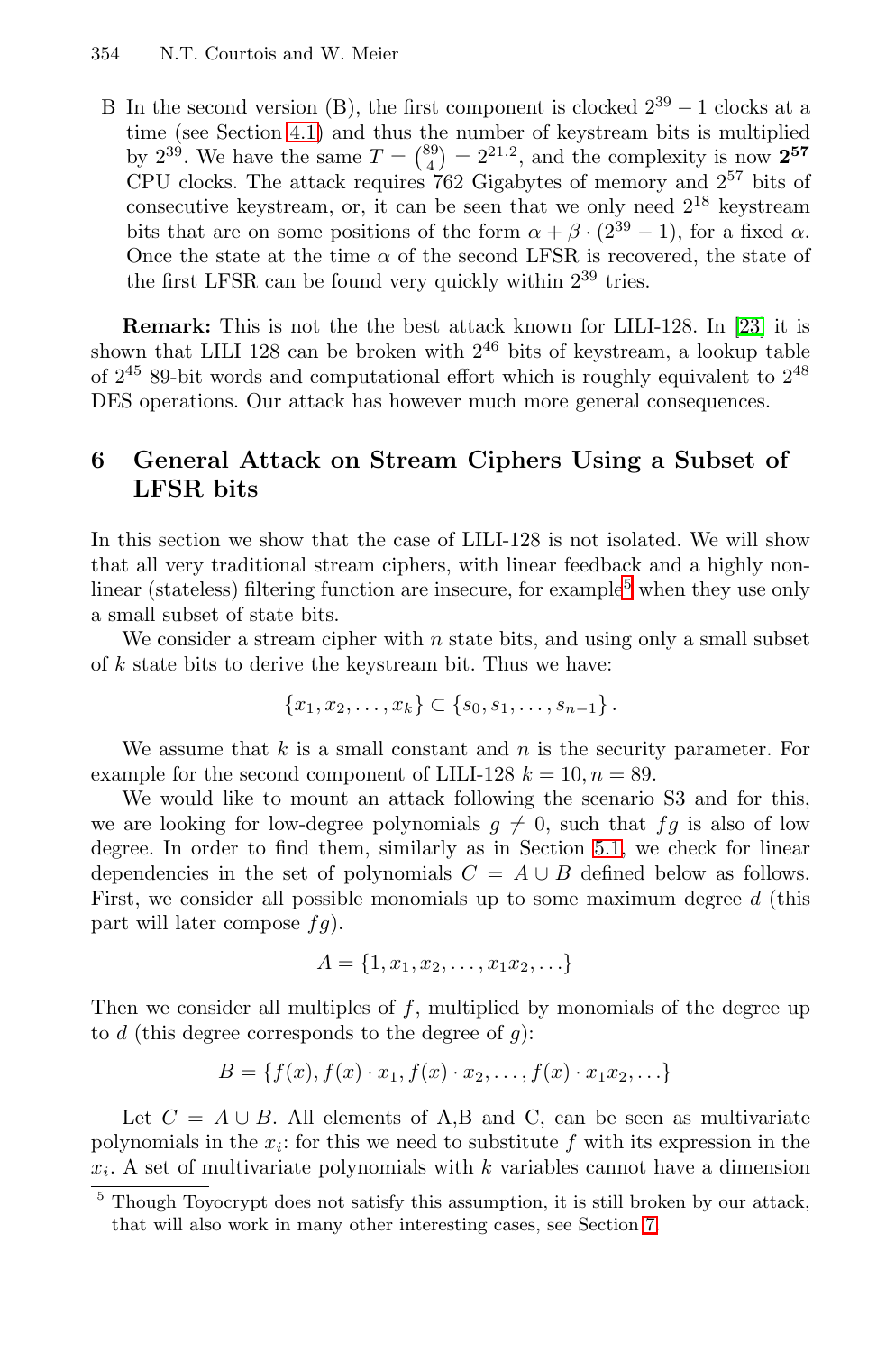B In the second version (B), the first component is clocked $2^{39}-1$ clocks at a time (see Section 4.1) and thus the number of keystream bits is multiplied by $2^{39}$. We have the same $T = \binom{89}{4} = 2^{21.2}$, and the complexity is now $\mathbf{2^{57}}$ CPU clocks. The attack requires 762 Gigabytes of memory and $2^{57}$ bits of consecutive keystream, or, it can be seen that we only need $2^{18}$ keystream bits that are on some positions of the form $\alpha + \beta \cdot (2^{39}-1)$, for a fixed $\alpha$. Once the state at the time $\alpha$ of the second LFSR is recovered, the state of the first LFSR can be found very quickly within $2^{39}$ tries.

**Remark:** This is not the the best attack known for LILI-128. In [23] it is shown that LILI 128 can be broken with $2^{46}$ bits of keystream, a lookup table of $2^{45}$ 89-bit words and computational effort which is roughly equivalent to $2^{48}$ DES operations. Our attack has however much more general consequences.

## 6 General Attack on Stream Ciphers Using a Subset of LFSR bits

In this section we show that the case of LILI-128 is not isolated. We will show that all very traditional stream ciphers, with linear feedback and a highly non-linear (stateless) filtering function are insecure, for example[5] when they use only a small subset of state bits.

We consider a stream cipher with $n$ state bits, and using only a small subset of $k$ state bits to derive the keystream bit. Thus we have:

$$\{x_1, x_2, \ldots, x_k\} \subset \{s_0, s_1, \ldots, s_{n-1}\}.$$

We assume that $k$ is a small constant and $n$ is the security parameter. For example for the second component of LILI-128 $k = 10, n = 89$.

We would like to mount an attack following the scenario S3 and for this, we are looking for low-degree polynomials $g \neq 0$, such that $fg$ is also of low degree. In order to find them, similarly as in Section 5.1, we check for linear dependencies in the set of polynomials $C = A \cup B$ defined below as follows. First, we consider all possible monomials up to some maximum degree $d$ (this part will later compose $fg$).

$$A = \{1, x_1, x_2, \ldots, x_1 x_2, \ldots\}$$

Then we consider all multiples of $f$, multiplied by monomials of the degree up to $d$ (this degree corresponds to the degree of $g$):

$$B = \{f(x), f(x) \cdot x_1, f(x) \cdot x_2, \ldots, f(x) \cdot x_1 x_2, \ldots\}$$

Let $C = A \cup B$. All elements of A,B and C, can be seen as multivariate polynomials in the $x_i$: for this we need to substitute $f$ with its expression in the $x_i$. A set of multivariate polynomials with $k$ variables cannot have a dimension

[5] Though Toyocrypt does not satisfy this assumption, it is still broken by our attack, that will also work in many other interesting cases, see Section 7.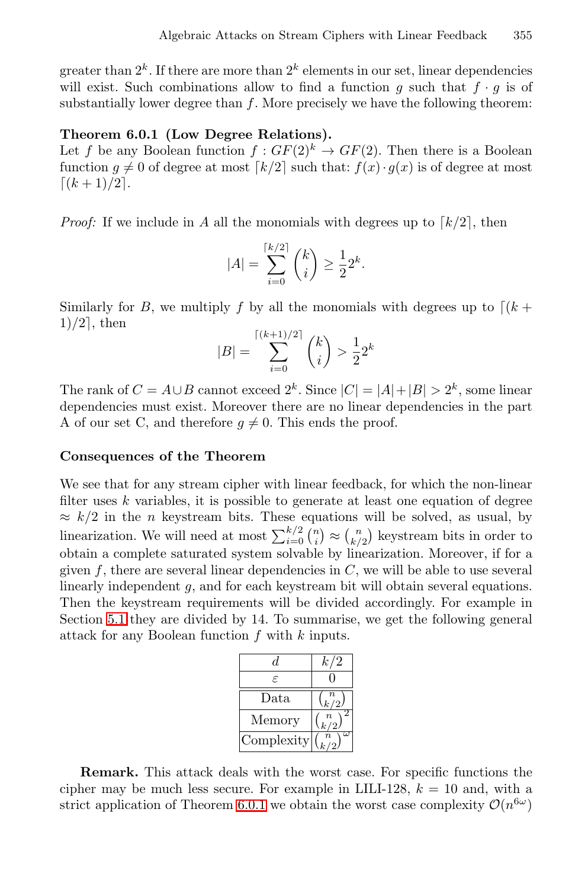greater than $2^k$. If there are more than $2^k$ elements in our set, linear dependencies will exist. Such combinations allow to find a function $g$ such that $f \cdot g$ is of substantially lower degree than $f$. More precisely we have the following theorem:

**Theorem 6.0.1 (Low Degree Relations).**
Let $f$ be any Boolean function $f : GF(2)^k \rightarrow GF(2)$. Then there is a Boolean function $g \neq 0$ of degree at most $\lceil k/2 \rceil$ such that: $f(x) \cdot g(x)$ is of degree at most $\lceil (k+1)/2 \rceil$.

*Proof:* If we include in $A$ all the monomials with degrees up to $\lceil k/2 \rceil$, then

$$|A| = \sum_{i=0}^{\lceil k/2 \rceil} \binom{k}{i} \geq \frac{1}{2} 2^k.$$

Similarly for $B$, we multiply $f$ by all the monomials with degrees up to $\lceil (k+1)/2 \rceil$, then

$$|B| = \sum_{i=0}^{\lceil (k+1)/2 \rceil} \binom{k}{i} > \frac{1}{2} 2^k$$

The rank of $C = A \cup B$ cannot exceed $2^k$. Since $|C| = |A| + |B| > 2^k$, some linear dependencies must exist. Moreover there are no linear dependencies in the part A of our set C, and therefore $g \neq 0$. This ends the proof.

**Consequences of the Theorem**

We see that for any stream cipher with linear feedback, for which the non-linear filter uses $k$ variables, it is possible to generate at least one equation of degree $\approx k/2$ in the $n$ keystream bits. These equations will be solved, as usual, by linearization. We will need at most $\sum_{i=0}^{k/2} \binom{n}{i} \approx \binom{n}{k/2}$ keystream bits in order to obtain a complete saturated system solvable by linearization. Moreover, if for a given $f$, there are several linear dependencies in $C$, we will be able to use several linearly independent $g$, and for each keystream bit will obtain several equations. Then the keystream requirements will be divided accordingly. For example in Section 5.1 they are divided by 14. To summarise, we get the following general attack for any Boolean function $f$ with $k$ inputs.

| $d$ | $k/2$ |
|---|---|
| $\varepsilon$ | 0 |
| Data | $\binom{n}{k/2}$ |
| Memory | $\binom{n}{k/2}^2$ |
| Complexity | $\binom{n}{k/2}^\omega$ |

**Remark.** This attack deals with the worst case. For specific functions the cipher may be much less secure. For example in LILI-128, $k = 10$ and, with a strict application of Theorem 6.0.1 we obtain the worst case complexity $\mathcal{O}(n^{6\omega})$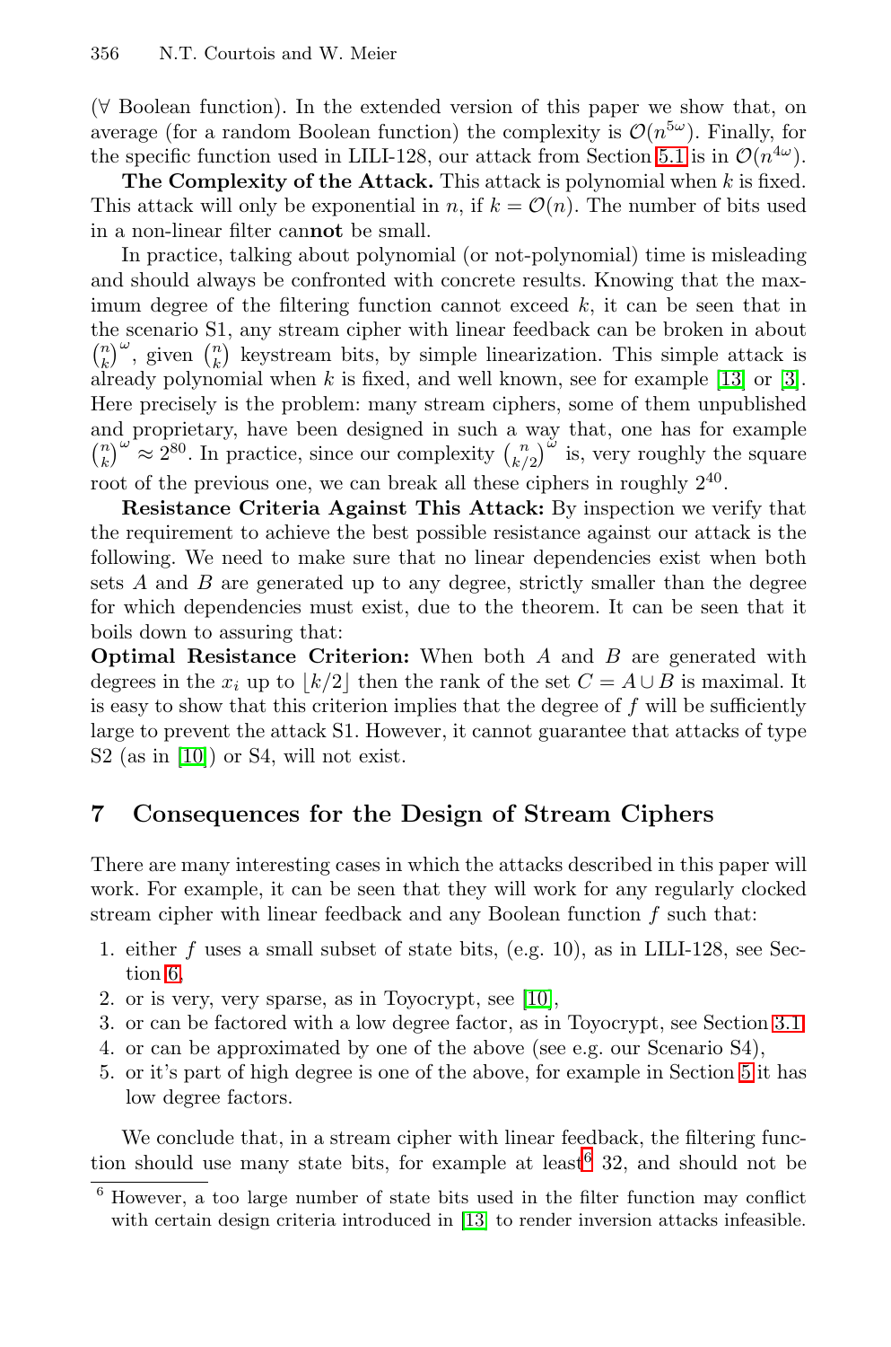(∀ Boolean function). In the extended version of this paper we show that, on average (for a random Boolean function) the complexity is $\mathcal{O}(n^{5\omega})$. Finally, for the specific function used in LILI-128, our attack from Section 5.1 is in $\mathcal{O}(n^{4\omega})$.

**The Complexity of the Attack.** This attack is polynomial when $k$ is fixed. This attack will only be exponential in $n$, if $k = \mathcal{O}(n)$. The number of bits used in a non-linear filter can**not** be small.

In practice, talking about polynomial (or not-polynomial) time is misleading and should always be confronted with concrete results. Knowing that the maximum degree of the filtering function cannot exceed $k$, it can be seen that in the scenario S1, any stream cipher with linear feedback can be broken in about $\binom{n}{k}^{\omega}$, given $\binom{n}{k}$ keystream bits, by simple linearization. This simple attack is already polynomial when $k$ is fixed, and well known, see for example [13] or [3]. Here precisely is the problem: many stream ciphers, some of them unpublished and proprietary, have been designed in such a way that, one has for example $\binom{n}{k}^{\omega} \approx 2^{80}$. In practice, since our complexity $\binom{n}{k/2}^{\omega}$ is, very roughly the square root of the previous one, we can break all these ciphers in roughly $2^{40}$.

**Resistance Criteria Against This Attack:** By inspection we verify that the requirement to achieve the best possible resistance against our attack is the following. We need to make sure that no linear dependencies exist when both sets $A$ and $B$ are generated up to any degree, strictly smaller than the degree for which dependencies must exist, due to the theorem. It can be seen that it boils down to assuring that:

**Optimal Resistance Criterion:** When both $A$ and $B$ are generated with degrees in the $x_i$ up to $\lfloor k/2 \rfloor$ then the rank of the set $C = A \cup B$ is maximal. It is easy to show that this criterion implies that the degree of $f$ will be sufficiently large to prevent the attack S1. However, it cannot guarantee that attacks of type S2 (as in [10]) or S4, will not exist.

## 7 Consequences for the Design of Stream Ciphers

There are many interesting cases in which the attacks described in this paper will work. For example, it can be seen that they will work for any regularly clocked stream cipher with linear feedback and any Boolean function $f$ such that:

1. either $f$ uses a small subset of state bits, (e.g. 10), as in LILI-128, see Section 6,
2. or is very, very sparse, as in Toyocrypt, see [10],
3. or can be factored with a low degree factor, as in Toyocrypt, see Section 3.1,
4. or can be approximated by one of the above (see e.g. our Scenario S4),
5. or it's part of high degree is one of the above, for example in Section 5 it has low degree factors.

We conclude that, in a stream cipher with linear feedback, the filtering function should use many state bits, for example at least[6] 32, and should not be

[6] However, a too large number of state bits used in the filter function may conflict with certain design criteria introduced in [13] to render inversion attacks infeasible.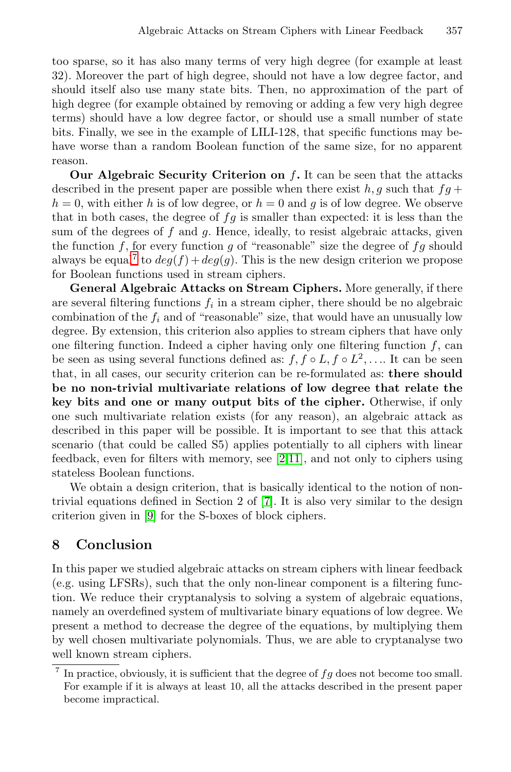too sparse, so it has also many terms of very high degree (for example at least 32). Moreover the part of high degree, should not have a low degree factor, and should itself also use many state bits. Then, no approximation of the part of high degree (for example obtained by removing or adding a few very high degree terms) should have a low degree factor, or should use a small number of state bits. Finally, we see in the example of LILI-128, that specific functions may behave worse than a random Boolean function of the same size, for no apparent reason.

**Our Algebraic Security Criterion on $f$.** It can be seen that the attacks described in the present paper are possible when there exist $h, g$ such that $fg + h = 0$, with either $h$ is of low degree, or $h = 0$ and $g$ is of low degree. We observe that in both cases, the degree of $fg$ is smaller than expected: it is less than the sum of the degrees of $f$ and $g$. Hence, ideally, to resist algebraic attacks, given the function $f$, for every function $g$ of "reasonable" size the degree of $fg$ should always be equal[7] to $deg(f) + deg(g)$. This is the new design criterion we propose for Boolean functions used in stream ciphers.

**General Algebraic Attacks on Stream Ciphers.** More generally, if there are several filtering functions $f_i$ in a stream cipher, there should be no algebraic combination of the $f_i$ and of "reasonable" size, that would have an unusually low degree. By extension, this criterion also applies to stream ciphers that have only one filtering function. Indeed a cipher having only one filtering function $f$, can be seen as using several functions defined as: $f, f \circ L, f \circ L^2, \ldots$. It can be seen that, in all cases, our security criterion can be re-formulated as: **there should be no non-trivial multivariate relations of low degree that relate the key bits and one or many output bits of the cipher.** Otherwise, if only one such multivariate relation exists (for any reason), an algebraic attack as described in this paper will be possible. It is important to see that this attack scenario (that could be called S5) applies potentially to all ciphers with linear feedback, even for filters with memory, see [2,11], and not only to ciphers using stateless Boolean functions.

We obtain a design criterion, that is basically identical to the notion of non-trivial equations defined in Section 2 of [7]. It is also very similar to the design criterion given in [9] for the S-boxes of block ciphers.

## 8 Conclusion

In this paper we studied algebraic attacks on stream ciphers with linear feedback (e.g. using LFSRs), such that the only non-linear component is a filtering function. We reduce their cryptanalysis to solving a system of algebraic equations, namely an overdefined system of multivariate binary equations of low degree. We present a method to decrease the degree of the equations, by multiplying them by well chosen multivariate polynomials. Thus, we are able to cryptanalyse two well known stream ciphers.

[7] In practice, obviously, it is sufficient that the degree of $fg$ does not become too small. For example if it is always at least 10, all the attacks described in the present paper become impractical.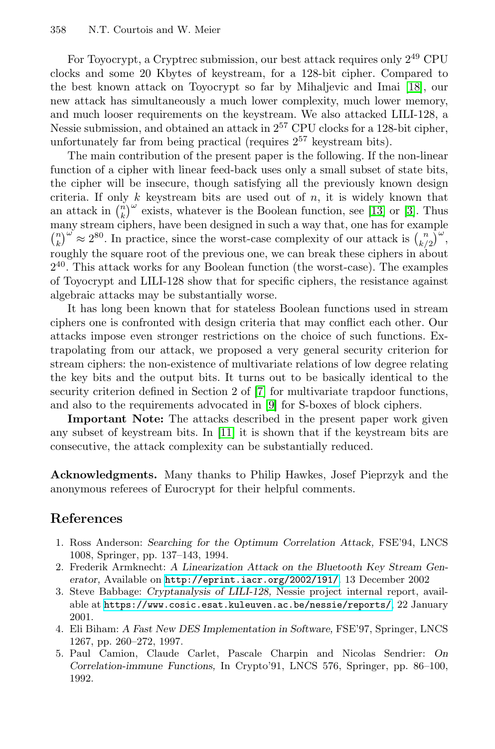For Toyocrypt, a Cryptrec submission, our best attack requires only $2^{49}$ CPU clocks and some 20 Kbytes of keystream, for a 128-bit cipher. Compared to the best known attack on Toyocrypt so far by Mihaljevic and Imai [18], our new attack has simultaneously a much lower complexity, much lower memory, and much looser requirements on the keystream. We also attacked LILI-128, a Nessie submission, and obtained an attack in $2^{57}$ CPU clocks for a 128-bit cipher, unfortunately far from being practical (requires $2^{57}$ keystream bits).

The main contribution of the present paper is the following. If the non-linear function of a cipher with linear feed-back uses only a small subset of state bits, the cipher will be insecure, though satisfying all the previously known design criteria. If only $k$ keystream bits are used out of $n$, it is widely known that an attack in $\binom{n}{k}^{\omega}$ exists, whatever is the Boolean function, see [13] or [3]. Thus many stream ciphers, have been designed in such a way that, one has for example $\binom{n}{k}^{\omega} \approx 2^{80}$. In practice, since the worst-case complexity of our attack is $\binom{n}{k/2}^{\omega}$, roughly the square root of the previous one, we can break these ciphers in about $2^{40}$. This attack works for any Boolean function (the worst-case). The examples of Toyocrypt and LILI-128 show that for specific ciphers, the resistance against algebraic attacks may be substantially worse.

It has long been known that for stateless Boolean functions used in stream ciphers one is confronted with design criteria that may conflict each other. Our attacks impose even stronger restrictions on the choice of such functions. Extrapolating from our attack, we proposed a very general security criterion for stream ciphers: the non-existence of multivariate relations of low degree relating the key bits and the output bits. It turns out to be basically identical to the security criterion defined in Section 2 of [7] for multivariate trapdoor functions, and also to the requirements advocated in [9] for S-boxes of block ciphers.

**Important Note:** The attacks described in the present paper work given any subset of keystream bits. In [11] it is shown that if the keystream bits are consecutive, the attack complexity can be substantially reduced.

**Acknowledgments.** Many thanks to Philip Hawkes, Josef Pieprzyk and the anonymous referees of Eurocrypt for their helpful comments.

## References

1. Ross Anderson: *Searching for the Optimum Correlation Attack,* FSE'94, LNCS 1008, Springer, pp. 137–143, 1994.
2. Frederik Armknecht: *A Linearization Attack on the Bluetooth Key Stream Generator,* Available on http://eprint.iacr.org/2002/191/. 13 December 2002
3. Steve Babbage: *Cryptanalysis of LILI-128,* Nessie project internal report, available at https://www.cosic.esat.kuleuven.ac.be/nessie/reports/, 22 January 2001.
4. Eli Biham: *A Fast New DES Implementation in Software,* FSE'97, Springer, LNCS 1267, pp. 260–272, 1997.
5. Paul Camion, Claude Carlet, Pascale Charpin and Nicolas Sendrier: *On Correlation-immune Functions,* In Crypto'91, LNCS 576, Springer, pp. 86–100, 1992.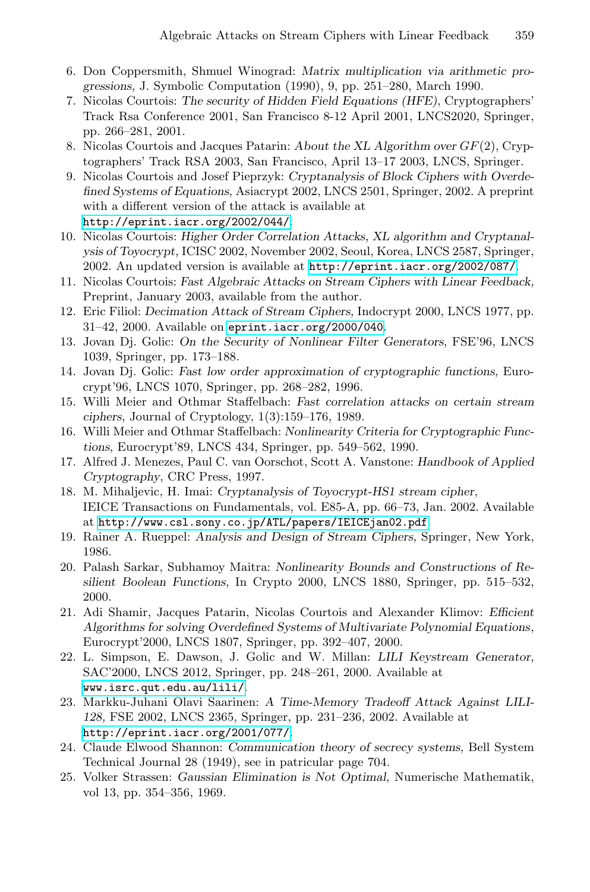6. Don Coppersmith, Shmuel Winograd: *Matrix multiplication via arithmetic progressions,* J. Symbolic Computation (1990), 9, pp. 251–280, March 1990.
7. Nicolas Courtois: *The security of Hidden Field Equations (HFE)*, Cryptographers' Track Rsa Conference 2001, San Francisco 8-12 April 2001, LNCS2020, Springer, pp. 266–281, 2001.
8. Nicolas Courtois and Jacques Patarin: *About the XL Algorithm over $GF(2)$,* Cryptographers' Track RSA 2003, San Francisco, April 13–17 2003, LNCS, Springer.
9. Nicolas Courtois and Josef Pieprzyk: *Cryptanalysis of Block Ciphers with Overdefined Systems of Equations,* Asiacrypt 2002, LNCS 2501, Springer, 2002. A preprint with a different version of the attack is available at `http://eprint.iacr.org/2002/044/`.
10. Nicolas Courtois: *Higher Order Correlation Attacks, XL algorithm and Cryptanalysis of Toyocrypt,* ICISC 2002, November 2002, Seoul, Korea, LNCS 2587, Springer, 2002. An updated version is available at `http://eprint.iacr.org/2002/087/`.
11. Nicolas Courtois: *Fast Algebraic Attacks on Stream Ciphers with Linear Feedback,* Preprint, January 2003, available from the author.
12. Eric Filiol: *Decimation Attack of Stream Ciphers,* Indocrypt 2000, LNCS 1977, pp. 31–42, 2000. Available on `eprint.iacr.org/2000/040`.
13. Jovan Dj. Golic: *On the Security of Nonlinear Filter Generators,* FSE'96, LNCS 1039, Springer, pp. 173–188.
14. Jovan Dj. Golic: *Fast low order approximation of cryptographic functions,* Eurocrypt'96, LNCS 1070, Springer, pp. 268–282, 1996.
15. Willi Meier and Othmar Staffelbach: *Fast correlation attacks on certain stream ciphers,* Journal of Cryptology, 1(3):159–176, 1989.
16. Willi Meier and Othmar Staffelbach: *Nonlinearity Criteria for Cryptographic Functions,* Eurocrypt'89, LNCS 434, Springer, pp. 549–562, 1990.
17. Alfred J. Menezes, Paul C. van Oorschot, Scott A. Vanstone: *Handbook of Applied Cryptography*, CRC Press, 1997.
18. M. Mihaljevic, H. Imai: *Cryptanalysis of Toyocrypt-HS1 stream cipher*, IEICE Transactions on Fundamentals, vol. E85-A, pp. 66–73, Jan. 2002. Available at `http://www.csl.sony.co.jp/ATL/papers/IEICEjan02.pdf`.
19. Rainer A. Rueppel: *Analysis and Design of Stream Ciphers,* Springer, New York, 1986.
20. Palash Sarkar, Subhamoy Maitra: *Nonlinearity Bounds and Constructions of Resilient Boolean Functions,* In Crypto 2000, LNCS 1880, Springer, pp. 515–532, 2000.
21. Adi Shamir, Jacques Patarin, Nicolas Courtois and Alexander Klimov: *Efficient Algorithms for solving Overdefined Systems of Multivariate Polynomial Equations*, Eurocrypt'2000, LNCS 1807, Springer, pp. 392–407, 2000.
22. L. Simpson, E. Dawson, J. Golic and W. Millan: *LILI Keystream Generator,* SAC'2000, LNCS 2012, Springer, pp. 248–261, 2000. Available at `www.isrc.qut.edu.au/lili/`.
23. Markku-Juhani Olavi Saarinen: *A Time-Memory Tradeoff Attack Against LILI-128,* FSE 2002, LNCS 2365, Springer, pp. 231–236, 2002. Available at `http://eprint.iacr.org/2001/077/`.
24. Claude Elwood Shannon: *Communication theory of secrecy systems,* Bell System Technical Journal 28 (1949), see in patricular page 704.
25. Volker Strassen: *Gaussian Elimination is Not Optimal,* Numerische Mathematik, vol 13, pp. 354–356, 1969.